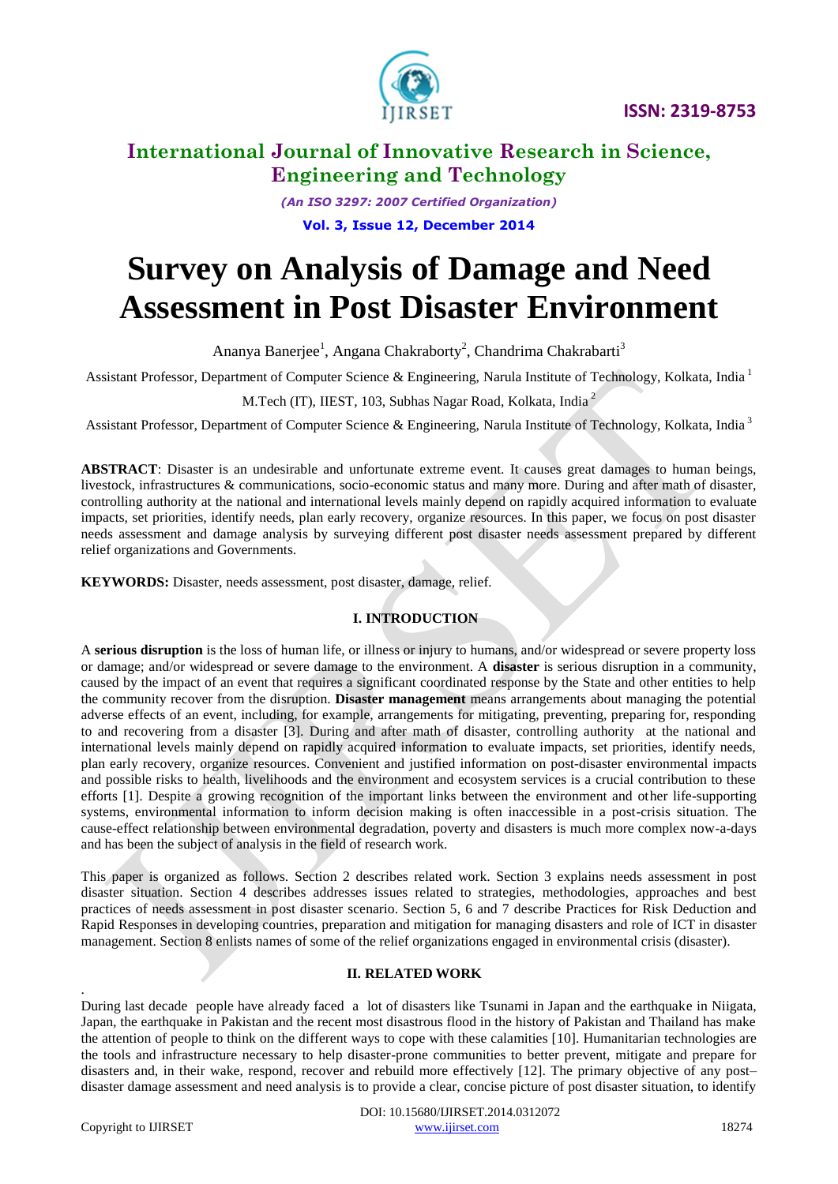# Survey on Analysis of Damage and Need Assessment in Post Disaster Environment

Ananya Banerjee[1], Angana Chakraborty[2], Chandrima Chakrabarti[3]

Assistant Professor, Department of Computer Science & Engineering, Narula Institute of Technology, Kolkata, India [1]

M.Tech (IT), IIEST, 103, Subhas Nagar Road, Kolkata, India [2]

Assistant Professor, Department of Computer Science & Engineering, Narula Institute of Technology, Kolkata, India [3]

**ABSTRACT**: Disaster is an undesirable and unfortunate extreme event. It causes great damages to human beings, livestock, infrastructures & communications, socio-economic status and many more. During and after math of disaster, controlling authority at the national and international levels mainly depend on rapidly acquired information to evaluate impacts, set priorities, identify needs, plan early recovery, organize resources. In this paper, we focus on post disaster needs assessment and damage analysis by surveying different post disaster needs assessment prepared by different relief organizations and Governments.

**KEYWORDS:** Disaster, needs assessment, post disaster, damage, relief.

## I. INTRODUCTION

A **serious disruption** is the loss of human life, or illness or injury to humans, and/or widespread or severe property loss or damage; and/or widespread or severe damage to the environment. A **disaster** is serious disruption in a community, caused by the impact of an event that requires a significant coordinated response by the State and other entities to help the community recover from the disruption. **Disaster management** means arrangements about managing the potential adverse effects of an event, including, for example, arrangements for mitigating, preventing, preparing for, responding to and recovering from a disaster [3]. During and after math of disaster, controlling authority at the national and international levels mainly depend on rapidly acquired information to evaluate impacts, set priorities, identify needs, plan early recovery, organize resources. Convenient and justified information on post-disaster environmental impacts and possible risks to health, livelihoods and the environment and ecosystem services is a crucial contribution to these efforts [1]. Despite a growing recognition of the important links between the environment and other life-supporting systems, environmental information to inform decision making is often inaccessible in a post-crisis situation. The cause-effect relationship between environmental degradation, poverty and disasters is much more complex now-a-days and has been the subject of analysis in the field of research work.

This paper is organized as follows. Section 2 describes related work. Section 3 explains needs assessment in post disaster situation. Section 4 describes addresses issues related to strategies, methodologies, approaches and best practices of needs assessment in post disaster scenario. Section 5, 6 and 7 describe Practices for Risk Deduction and Rapid Responses in developing countries, preparation and mitigation for managing disasters and role of ICT in disaster management. Section 8 enlists names of some of the relief organizations engaged in environmental crisis (disaster).

## II. RELATED WORK

During last decade people have already faced a lot of disasters like Tsunami in Japan and the earthquake in Niigata, Japan, the earthquake in Pakistan and the recent most disastrous flood in the history of Pakistan and Thailand has make the attention of people to think on the different ways to cope with these calamities [10]. Humanitarian technologies are the tools and infrastructure necessary to help disaster-prone communities to better prevent, mitigate and prepare for disasters and, in their wake, respond, recover and rebuild more effectively [12]. The primary objective of any post–disaster damage assessment and need analysis is to provide a clear, concise picture of post disaster situation, to identify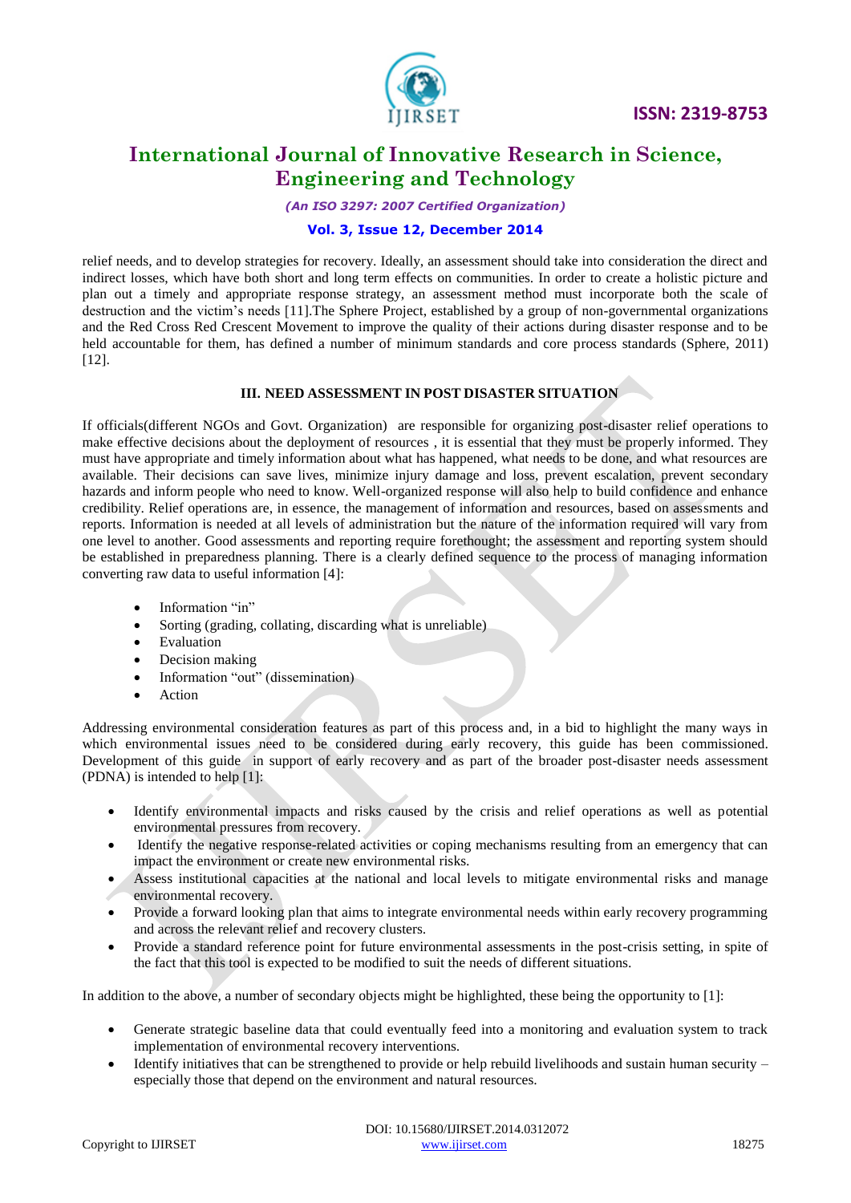relief needs, and to develop strategies for recovery. Ideally, an assessment should take into consideration the direct and indirect losses, which have both short and long term effects on communities. In order to create a holistic picture and plan out a timely and appropriate response strategy, an assessment method must incorporate both the scale of destruction and the victim's needs [11].The Sphere Project, established by a group of non-governmental organizations and the Red Cross Red Crescent Movement to improve the quality of their actions during disaster response and to be held accountable for them, has defined a number of minimum standards and core process standards (Sphere, 2011) [12].

## III. NEED ASSESSMENT IN POST DISASTER SITUATION

If officials(different NGOs and Govt. Organization) are responsible for organizing post-disaster relief operations to make effective decisions about the deployment of resources , it is essential that they must be properly informed. They must have appropriate and timely information about what has happened, what needs to be done, and what resources are available. Their decisions can save lives, minimize injury damage and loss, prevent escalation, prevent secondary hazards and inform people who need to know. Well-organized response will also help to build confidence and enhance credibility. Relief operations are, in essence, the management of information and resources, based on assessments and reports. Information is needed at all levels of administration but the nature of the information required will vary from one level to another. Good assessments and reporting require forethought; the assessment and reporting system should be established in preparedness planning. There is a clearly defined sequence to the process of managing information converting raw data to useful information [4]:

- Information "in"
- Sorting (grading, collating, discarding what is unreliable)
- Evaluation
- Decision making
- Information "out" (dissemination)
- Action

Addressing environmental consideration features as part of this process and, in a bid to highlight the many ways in which environmental issues need to be considered during early recovery, this guide has been commissioned. Development of this guide in support of early recovery and as part of the broader post-disaster needs assessment (PDNA) is intended to help [1]:

- Identify environmental impacts and risks caused by the crisis and relief operations as well as potential environmental pressures from recovery.
- Identify the negative response-related activities or coping mechanisms resulting from an emergency that can impact the environment or create new environmental risks.
- Assess institutional capacities at the national and local levels to mitigate environmental risks and manage environmental recovery.
- Provide a forward looking plan that aims to integrate environmental needs within early recovery programming and across the relevant relief and recovery clusters.
- Provide a standard reference point for future environmental assessments in the post-crisis setting, in spite of the fact that this tool is expected to be modified to suit the needs of different situations.

In addition to the above, a number of secondary objects might be highlighted, these being the opportunity to [1]:

- Generate strategic baseline data that could eventually feed into a monitoring and evaluation system to track implementation of environmental recovery interventions.
- Identify initiatives that can be strengthened to provide or help rebuild livelihoods and sustain human security – especially those that depend on the environment and natural resources.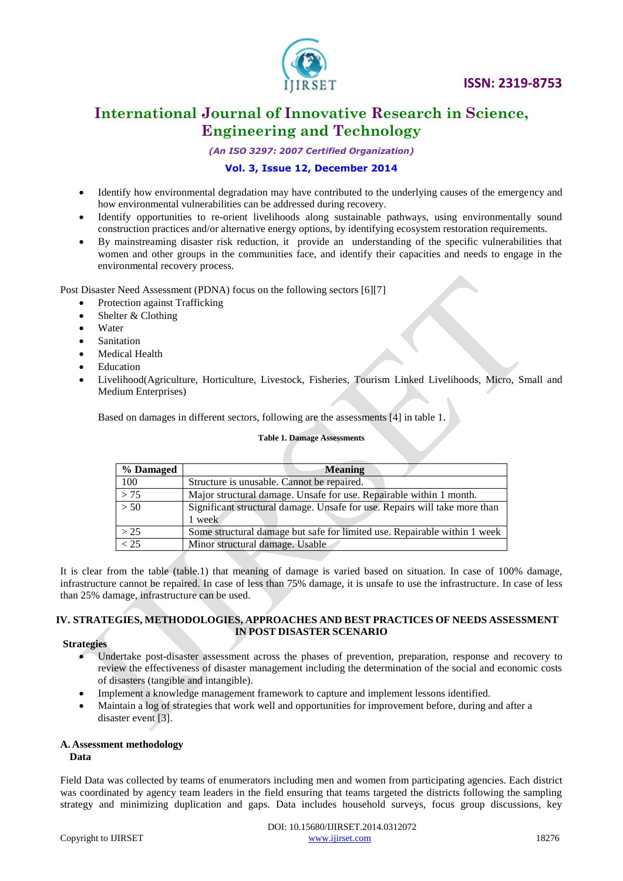- Identify how environmental degradation may have contributed to the underlying causes of the emergency and how environmental vulnerabilities can be addressed during recovery.
- Identify opportunities to re-orient livelihoods along sustainable pathways, using environmentally sound construction practices and/or alternative energy options, by identifying ecosystem restoration requirements.
- By mainstreaming disaster risk reduction, it provide an understanding of the specific vulnerabilities that women and other groups in the communities face, and identify their capacities and needs to engage in the environmental recovery process.

Post Disaster Need Assessment (PDNA) focus on the following sectors [6][7]

- Protection against Trafficking
- Shelter & Clothing
- Water
- Sanitation
- Medical Health
- Education
- Livelihood(Agriculture, Horticulture, Livestock, Fisheries, Tourism Linked Livelihoods, Micro, Small and Medium Enterprises)

Based on damages in different sectors, following are the assessments [4] in table 1.

**Table 1. Damage Assessments**

| % Damaged | Meaning |
|---|---|
| 100 | Structure is unusable. Cannot be repaired. |
| > 75 | Major structural damage. Unsafe for use. Repairable within 1 month. |
| > 50 | Significant structural damage. Unsafe for use. Repairs will take more than 1 week |
| > 25 | Some structural damage but safe for limited use. Repairable within 1 week |
| < 25 | Minor structural damage. Usable |

It is clear from the table (table.1) that meaning of damage is varied based on situation. In case of 100% damage, infrastructure cannot be repaired. In case of less than 75% damage, it is unsafe to use the infrastructure. In case of less than 25% damage, infrastructure can be used.

## IV. STRATEGIES, METHODOLOGIES, APPROACHES AND BEST PRACTICES OF NEEDS ASSESSMENT IN POST DISASTER SCENARIO

**Strategies**

- Undertake post-disaster assessment across the phases of prevention, preparation, response and recovery to review the effectiveness of disaster management including the determination of the social and economic costs of disasters (tangible and intangible).
- Implement a knowledge management framework to capture and implement lessons identified.
- Maintain a log of strategies that work well and opportunities for improvement before, during and after a disaster event [3].

### A. Assessment methodology

**Data**

Field Data was collected by teams of enumerators including men and women from participating agencies. Each district was coordinated by agency team leaders in the field ensuring that teams targeted the districts following the sampling strategy and minimizing duplication and gaps. Data includes household surveys, focus group discussions, key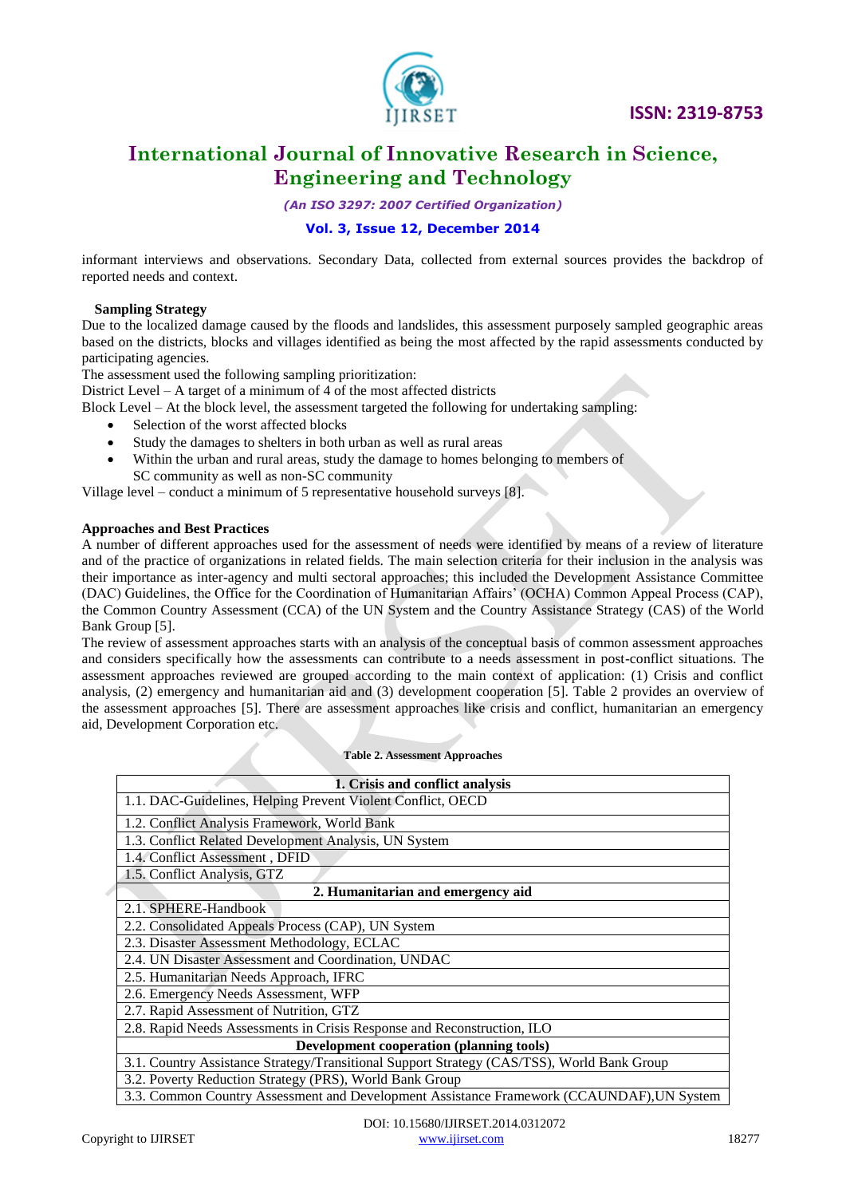informant interviews and observations. Secondary Data, collected from external sources provides the backdrop of reported needs and context.

**Sampling Strategy**

Due to the localized damage caused by the floods and landslides, this assessment purposely sampled geographic areas based on the districts, blocks and villages identified as being the most affected by the rapid assessments conducted by participating agencies.

The assessment used the following sampling prioritization:

District Level – A target of a minimum of 4 of the most affected districts

Block Level – At the block level, the assessment targeted the following for undertaking sampling:

- Selection of the worst affected blocks
- Study the damages to shelters in both urban as well as rural areas
- Within the urban and rural areas, study the damage to homes belonging to members of SC community as well as non-SC community

Village level – conduct a minimum of 5 representative household surveys [8].

**Approaches and Best Practices**

A number of different approaches used for the assessment of needs were identified by means of a review of literature and of the practice of organizations in related fields. The main selection criteria for their inclusion in the analysis was their importance as inter-agency and multi sectoral approaches; this included the Development Assistance Committee (DAC) Guidelines, the Office for the Coordination of Humanitarian Affairs' (OCHA) Common Appeal Process (CAP), the Common Country Assessment (CCA) of the UN System and the Country Assistance Strategy (CAS) of the World Bank Group [5].

The review of assessment approaches starts with an analysis of the conceptual basis of common assessment approaches and considers specifically how the assessments can contribute to a needs assessment in post-conflict situations. The assessment approaches reviewed are grouped according to the main context of application: (1) Crisis and conflict analysis, (2) emergency and humanitarian aid and (3) development cooperation [5]. Table 2 provides an overview of the assessment approaches [5]. There are assessment approaches like crisis and conflict, humanitarian an emergency aid, Development Corporation etc.

**Table 2. Assessment Approaches**

| **1. Crisis and conflict analysis** |
|---|
| 1.1. DAC-Guidelines, Helping Prevent Violent Conflict, OECD |
| 1.2. Conflict Analysis Framework, World Bank |
| 1.3. Conflict Related Development Analysis, UN System |
| 1.4. Conflict Assessment , DFID |
| 1.5. Conflict Analysis, GTZ |
| **2. Humanitarian and emergency aid** |
| 2.1. SPHERE-Handbook |
| 2.2. Consolidated Appeals Process (CAP), UN System |
| 2.3. Disaster Assessment Methodology, ECLAC |
| 2.4. UN Disaster Assessment and Coordination, UNDAC |
| 2.5. Humanitarian Needs Approach, IFRC |
| 2.6. Emergency Needs Assessment, WFP |
| 2.7. Rapid Assessment of Nutrition, GTZ |
| 2.8. Rapid Needs Assessments in Crisis Response and Reconstruction, ILO |
| **Development cooperation (planning tools)** |
| 3.1. Country Assistance Strategy/Transitional Support Strategy (CAS/TSS), World Bank Group |
| 3.2. Poverty Reduction Strategy (PRS), World Bank Group |
| 3.3. Common Country Assessment and Development Assistance Framework (CCAUNDAF),UN System |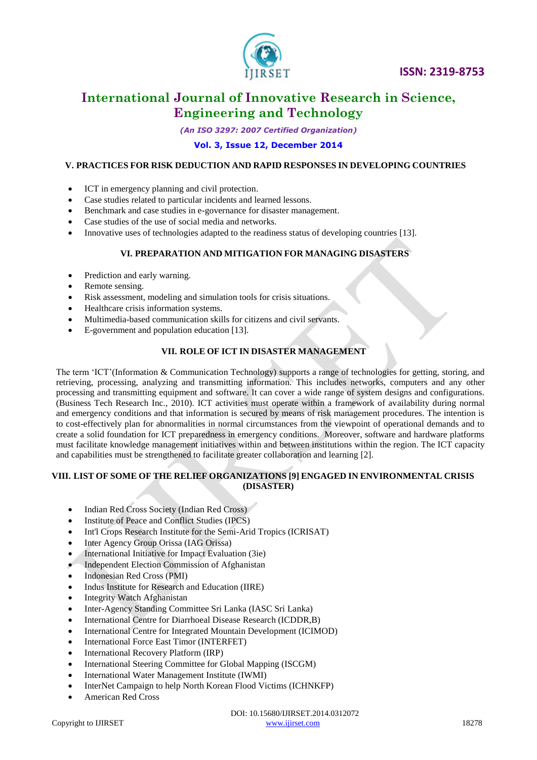## V. PRACTICES FOR RISK DEDUCTION AND RAPID RESPONSES IN DEVELOPING COUNTRIES

- ICT in emergency planning and civil protection.
- Case studies related to particular incidents and learned lessons.
- Benchmark and case studies in e-governance for disaster management.
- Case studies of the use of social media and networks.
- Innovative uses of technologies adapted to the readiness status of developing countries [13].

## VI. PREPARATION AND MITIGATION FOR MANAGING DISASTERS

- Prediction and early warning.
- Remote sensing.
- Risk assessment, modeling and simulation tools for crisis situations.
- Healthcare crisis information systems.
- Multimedia-based communication skills for citizens and civil servants.
- E-government and population education [13].

## VII. ROLE OF ICT IN DISASTER MANAGEMENT

The term 'ICT'(Information & Communication Technology) supports a range of technologies for getting, storing, and retrieving, processing, analyzing and transmitting information. This includes networks, computers and any other processing and transmitting equipment and software. It can cover a wide range of system designs and configurations. (Business Tech Research Inc., 2010). ICT activities must operate within a framework of availability during normal and emergency conditions and that information is secured by means of risk management procedures. The intention is to cost-effectively plan for abnormalities in normal circumstances from the viewpoint of operational demands and to create a solid foundation for ICT preparedness in emergency conditions. Moreover, software and hardware platforms must facilitate knowledge management initiatives within and between institutions within the region. The ICT capacity and capabilities must be strengthened to facilitate greater collaboration and learning [2].

## VIII. LIST OF SOME OF THE RELIEF ORGANIZATIONS [9] ENGAGED IN ENVIRONMENTAL CRISIS (DISASTER)

- Indian Red Cross Society (Indian Red Cross)
- Institute of Peace and Conflict Studies (IPCS)
- Int'l Crops Research Institute for the Semi-Arid Tropics (ICRISAT)
- Inter Agency Group Orissa (IAG Orissa)
- International Initiative for Impact Evaluation (3ie)
- Independent Election Commission of Afghanistan
- Indonesian Red Cross (PMI)
- Indus Institute for Research and Education (IIRE)
- Integrity Watch Afghanistan
- Inter-Agency Standing Committee Sri Lanka (IASC Sri Lanka)
- International Centre for Diarrhoeal Disease Research (ICDDR,B)
- International Centre for Integrated Mountain Development (ICIMOD)
- International Force East Timor (INTERFET)
- International Recovery Platform (IRP)
- International Steering Committee for Global Mapping (ISCGM)
- International Water Management Institute (IWMI)
- InterNet Campaign to help North Korean Flood Victims (ICHNKFP)
- American Red Cross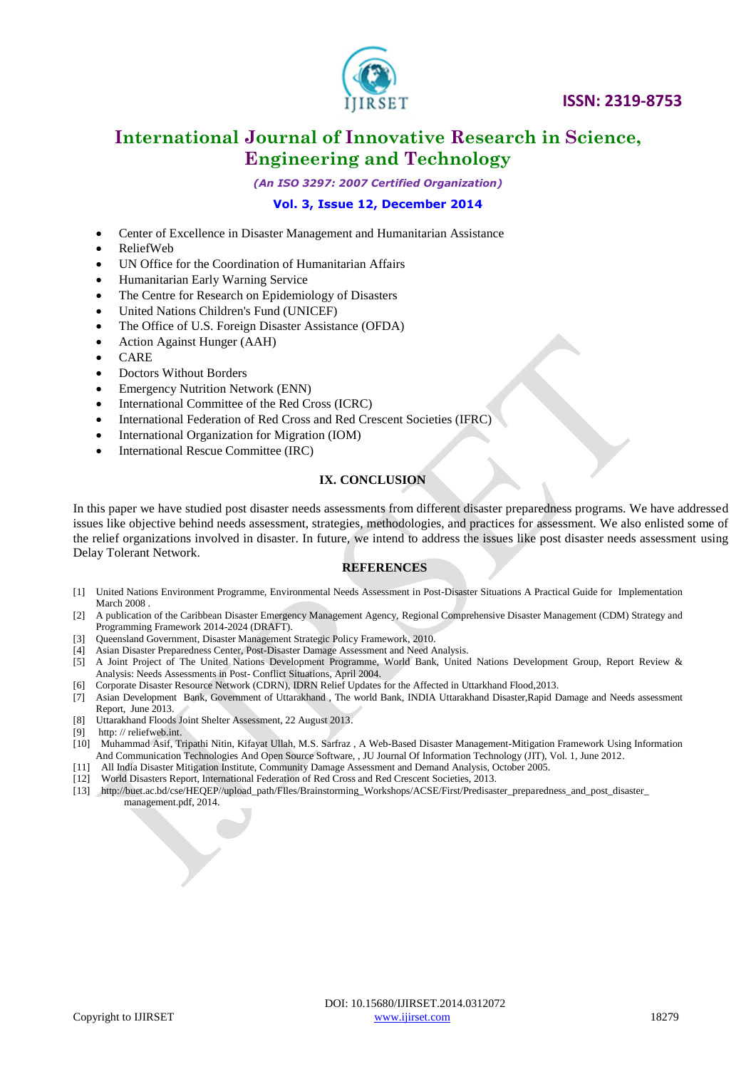- Center of Excellence in Disaster Management and Humanitarian Assistance
- ReliefWeb
- UN Office for the Coordination of Humanitarian Affairs
- Humanitarian Early Warning Service
- The Centre for Research on Epidemiology of Disasters
- United Nations Children's Fund (UNICEF)
- The Office of U.S. Foreign Disaster Assistance (OFDA)
- Action Against Hunger (AAH)
- CARE
- Doctors Without Borders
- Emergency Nutrition Network (ENN)
- International Committee of the Red Cross (ICRC)
- International Federation of Red Cross and Red Crescent Societies (IFRC)
- International Organization for Migration (IOM)
- International Rescue Committee (IRC)

## IX. CONCLUSION

In this paper we have studied post disaster needs assessments from different disaster preparedness programs. We have addressed issues like objective behind needs assessment, strategies, methodologies, and practices for assessment. We also enlisted some of the relief organizations involved in disaster. In future, we intend to address the issues like post disaster needs assessment using Delay Tolerant Network.

## REFERENCES

[1] United Nations Environment Programme, Environmental Needs Assessment in Post-Disaster Situations A Practical Guide for Implementation March 2008 .

[2] A publication of the Caribbean Disaster Emergency Management Agency, Regional Comprehensive Disaster Management (CDM) Strategy and Programming Framework 2014-2024 (DRAFT).

[3] Queensland Government, Disaster Management Strategic Policy Framework, 2010.

[4] Asian Disaster Preparedness Center, Post-Disaster Damage Assessment and Need Analysis.

[5] A Joint Project of The United Nations Development Programme, World Bank, United Nations Development Group, Report Review & Analysis: Needs Assessments in Post- Conflict Situations, April 2004.

[6] Corporate Disaster Resource Network (CDRN), IDRN Relief Updates for the Affected in Uttarkhand Flood,2013.

[7] Asian Development Bank, Government of Uttarakhand , The world Bank, INDIA Uttarakhand Disaster,Rapid Damage and Needs assessment Report, June 2013.

[8] Uttarakhand Floods Joint Shelter Assessment, 22 August 2013.

[9] http: // reliefweb.int.

[10] Muhammad Asif, Tripathi Nitin, Kifayat Ullah, M.S. Sarfraz , A Web-Based Disaster Management-Mitigation Framework Using Information And Communication Technologies And Open Source Software, , JU Journal Of Information Technology (JIT), Vol. 1, June 2012.

[11] All India Disaster Mitigation Institute, Community Damage Assessment and Demand Analysis, October 2005.

[12] World Disasters Report, International Federation of Red Cross and Red Crescent Societies, 2013.

[13] http://buet.ac.bd/cse/HEQEP//upload_path/FIles/Brainstorming_Workshops/ACSE/First/Predisaster_preparedness_and_post_disaster_management.pdf, 2014.